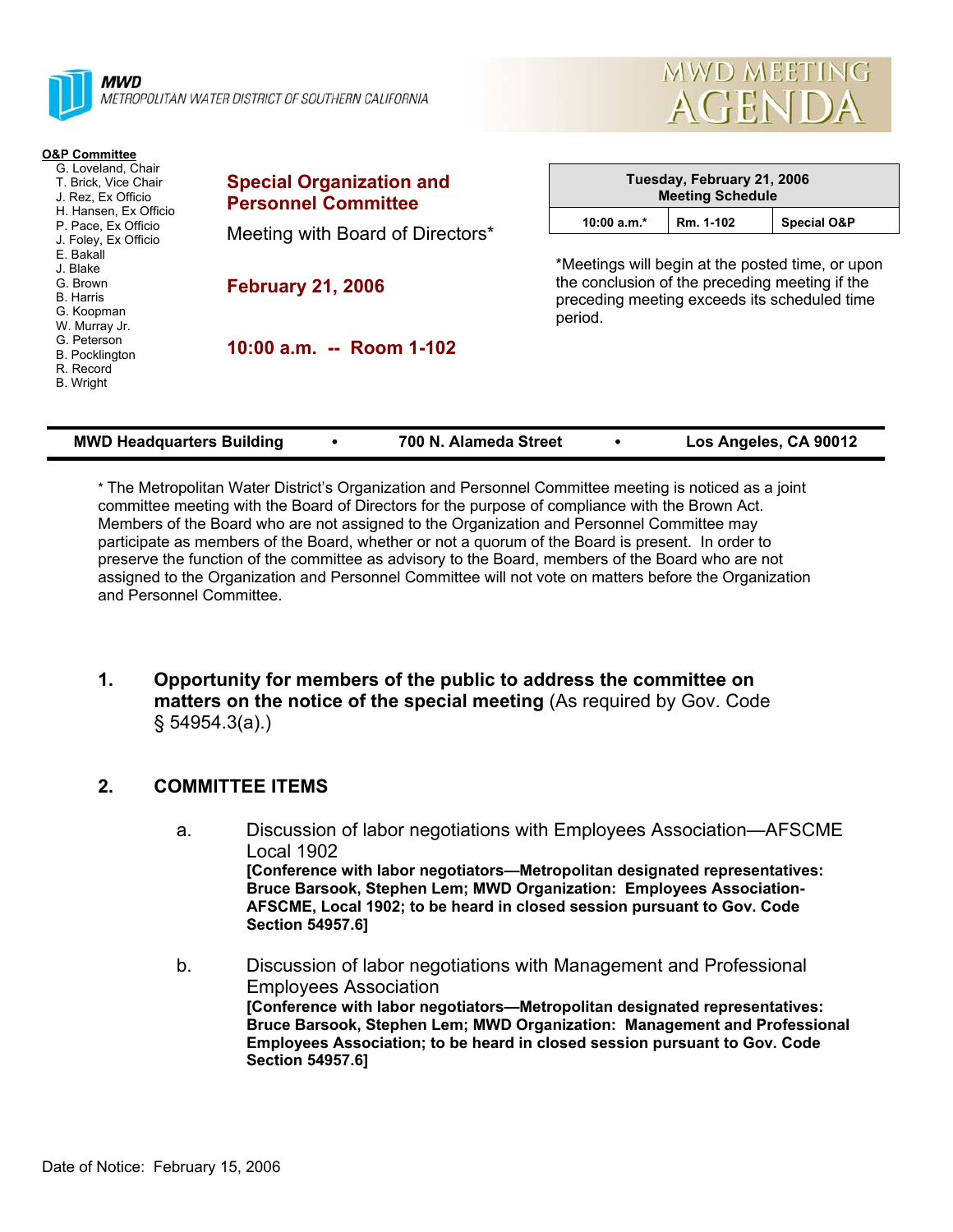**MWD**
*METROPOLITAN WATER DISTRICT OF SOUTHERN CALIFORNIA*

# MWD MEETING AGENDA

**O&P Committee**

- G. Loveland, Chair
- T. Brick, Vice Chair
- J. Rez, Ex Officio
- H. Hansen, Ex Officio
- P. Pace, Ex Officio
- J. Foley, Ex Officio
- E. Bakall
- J. Blake
- G. Brown
- B. Harris
- G. Koopman
- W. Murray Jr.
- G. Peterson
- B. Pocklington
- R. Record
- B. Wright

## Special Organization and Personnel Committee

Meeting with Board of Directors*

**February 21, 2006**

**10:00 a.m. -- Room 1-102**

| Tuesday, February 21, 2006 Meeting Schedule | | |
|---|---|---|
| 10:00 a.m.* | Rm. 1-102 | Special O&P |

*Meetings will begin at the posted time, or upon the conclusion of the preceding meeting if the preceding meeting exceeds its scheduled time period.

**MWD Headquarters Building • 700 N. Alameda Street • Los Angeles, CA 90012**

* The Metropolitan Water District's Organization and Personnel Committee meeting is noticed as a joint committee meeting with the Board of Directors for the purpose of compliance with the Brown Act. Members of the Board who are not assigned to the Organization and Personnel Committee may participate as members of the Board, whether or not a quorum of the Board is present. In order to preserve the function of the committee as advisory to the Board, members of the Board who are not assigned to the Organization and Personnel Committee will not vote on matters before the Organization and Personnel Committee.

**1. Opportunity for members of the public to address the committee on matters on the notice of the special meeting** (As required by Gov. Code § 54954.3(a).)

**2. COMMITTEE ITEMS**

a. Discussion of labor negotiations with Employees Association—AFSCME Local 1902
**[Conference with labor negotiators—Metropolitan designated representatives: Bruce Barsook, Stephen Lem; MWD Organization: Employees Association-AFSCME, Local 1902; to be heard in closed session pursuant to Gov. Code Section 54957.6]**

b. Discussion of labor negotiations with Management and Professional Employees Association
**[Conference with labor negotiators—Metropolitan designated representatives: Bruce Barsook, Stephen Lem; MWD Organization: Management and Professional Employees Association; to be heard in closed session pursuant to Gov. Code Section 54957.6]**

Date of Notice: February 15, 2006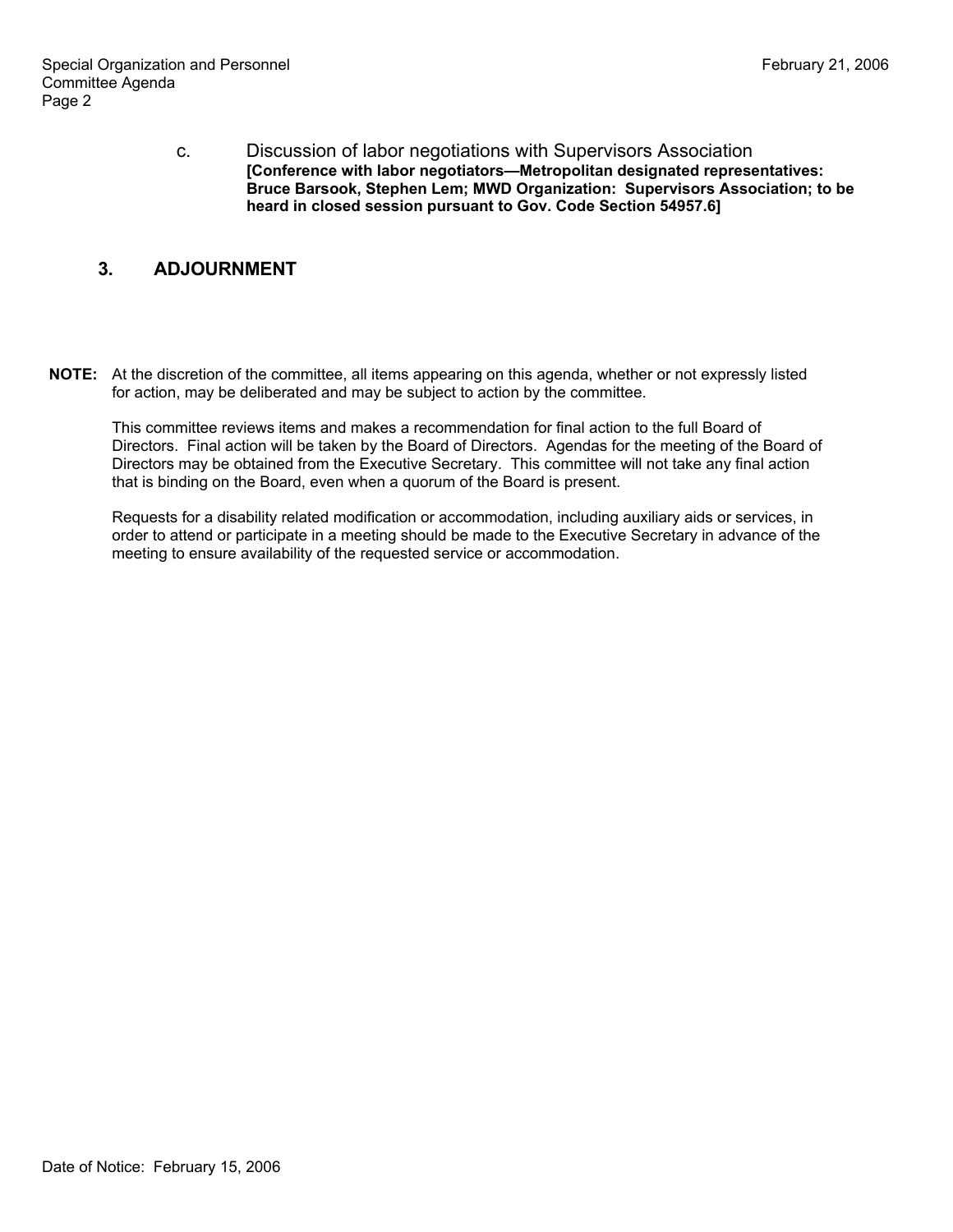c. Discussion of labor negotiations with Supervisors Association
**[Conference with labor negotiators—Metropolitan designated representatives: Bruce Barsook, Stephen Lem; MWD Organization: Supervisors Association; to be heard in closed session pursuant to Gov. Code Section 54957.6]**

## 3. ADJOURNMENT

**NOTE:** At the discretion of the committee, all items appearing on this agenda, whether or not expressly listed for action, may be deliberated and may be subject to action by the committee.

This committee reviews items and makes a recommendation for final action to the full Board of Directors. Final action will be taken by the Board of Directors. Agendas for the meeting of the Board of Directors may be obtained from the Executive Secretary. This committee will not take any final action that is binding on the Board, even when a quorum of the Board is present.

Requests for a disability related modification or accommodation, including auxiliary aids or services, in order to attend or participate in a meeting should be made to the Executive Secretary in advance of the meeting to ensure availability of the requested service or accommodation.

Date of Notice: February 15, 2006